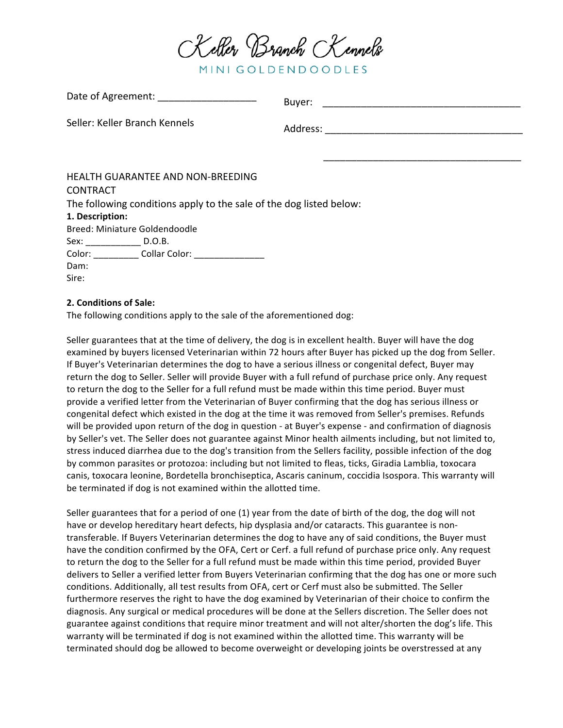# Keller Branch Kennels

MINI GOLDENDOODLES

Date of Agreement: __________________

Seller: Keller Branch Kennels

Buyer: ____________________________________

Address: ____________________________________

____________________________________

HEALTH GUARANTEE AND NON-BREEDING CONTRACT

The following conditions apply to the sale of the dog listed below:

**1. Description:**

Breed: Miniature Goldendoodle

Sex: ___________ D.O.B.

Color: _________ Collar Color: ______________

Dam:

Sire:

**2. Conditions of Sale:**

The following conditions apply to the sale of the aforementioned dog:

Seller guarantees that at the time of delivery, the dog is in excellent health. Buyer will have the dog examined by buyers licensed Veterinarian within 72 hours after Buyer has picked up the dog from Seller. If Buyer's Veterinarian determines the dog to have a serious illness or congenital defect, Buyer may return the dog to Seller. Seller will provide Buyer with a full refund of purchase price only. Any request to return the dog to the Seller for a full refund must be made within this time period. Buyer must provide a verified letter from the Veterinarian of Buyer confirming that the dog has serious illness or congenital defect which existed in the dog at the time it was removed from Seller's premises. Refunds will be provided upon return of the dog in question - at Buyer's expense - and confirmation of diagnosis by Seller's vet. The Seller does not guarantee against Minor health ailments including, but not limited to, stress induced diarrhea due to the dog's transition from the Sellers facility, possible infection of the dog by common parasites or protozoa: including but not limited to fleas, ticks, Giradia Lamblia, toxocara canis, toxocara leonine, Bordetella bronchiseptica, Ascaris caninum, coccidia Isospora. This warranty will be terminated if dog is not examined within the allotted time.

Seller guarantees that for a period of one (1) year from the date of birth of the dog, the dog will not have or develop hereditary heart defects, hip dysplasia and/or cataracts. This guarantee is non-transferable. If Buyers Veterinarian determines the dog to have any of said conditions, the Buyer must have the condition confirmed by the OFA, Cert or Cerf. a full refund of purchase price only. Any request to return the dog to the Seller for a full refund must be made within this time period, provided Buyer delivers to Seller a verified letter from Buyers Veterinarian confirming that the dog has one or more such conditions. Additionally, all test results from OFA, cert or Cerf must also be submitted. The Seller furthermore reserves the right to have the dog examined by Veterinarian of their choice to confirm the diagnosis. Any surgical or medical procedures will be done at the Sellers discretion. The Seller does not guarantee against conditions that require minor treatment and will not alter/shorten the dog's life. This warranty will be terminated if dog is not examined within the allotted time. This warranty will be terminated should dog be allowed to become overweight or developing joints be overstressed at any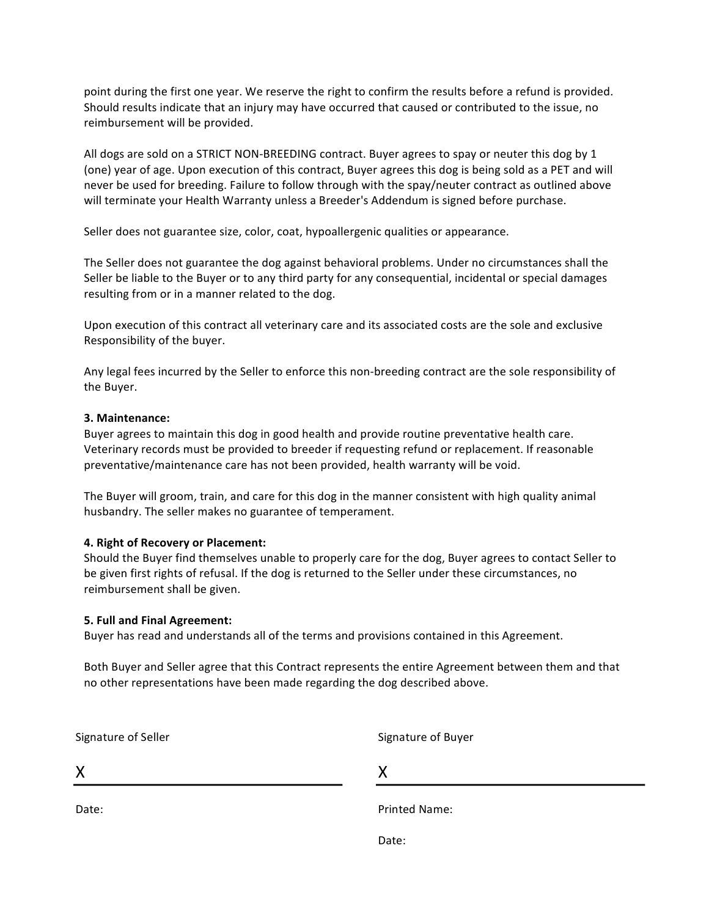point during the first one year. We reserve the right to confirm the results before a refund is provided. Should results indicate that an injury may have occurred that caused or contributed to the issue, no reimbursement will be provided.

All dogs are sold on a STRICT NON-BREEDING contract. Buyer agrees to spay or neuter this dog by 1 (one) year of age. Upon execution of this contract, Buyer agrees this dog is being sold as a PET and will never be used for breeding. Failure to follow through with the spay/neuter contract as outlined above will terminate your Health Warranty unless a Breeder's Addendum is signed before purchase.

Seller does not guarantee size, color, coat, hypoallergenic qualities or appearance.

The Seller does not guarantee the dog against behavioral problems. Under no circumstances shall the Seller be liable to the Buyer or to any third party for any consequential, incidental or special damages resulting from or in a manner related to the dog.

Upon execution of this contract all veterinary care and its associated costs are the sole and exclusive Responsibility of the buyer.

Any legal fees incurred by the Seller to enforce this non-breeding contract are the sole responsibility of the Buyer.

**3. Maintenance:**
Buyer agrees to maintain this dog in good health and provide routine preventative health care. Veterinary records must be provided to breeder if requesting refund or replacement. If reasonable preventative/maintenance care has not been provided, health warranty will be void.

The Buyer will groom, train, and care for this dog in the manner consistent with high quality animal husbandry. The seller makes no guarantee of temperament.

**4. Right of Recovery or Placement:**
Should the Buyer find themselves unable to properly care for the dog, Buyer agrees to contact Seller to be given first rights of refusal. If the dog is returned to the Seller under these circumstances, no reimbursement shall be given.

**5. Full and Final Agreement:**
Buyer has read and understands all of the terms and provisions contained in this Agreement.

Both Buyer and Seller agree that this Contract represents the entire Agreement between them and that no other representations have been made regarding the dog described above.

Signature of Seller

X ______________________________

Date:

Signature of Buyer

X ______________________________

Printed Name:

Date: